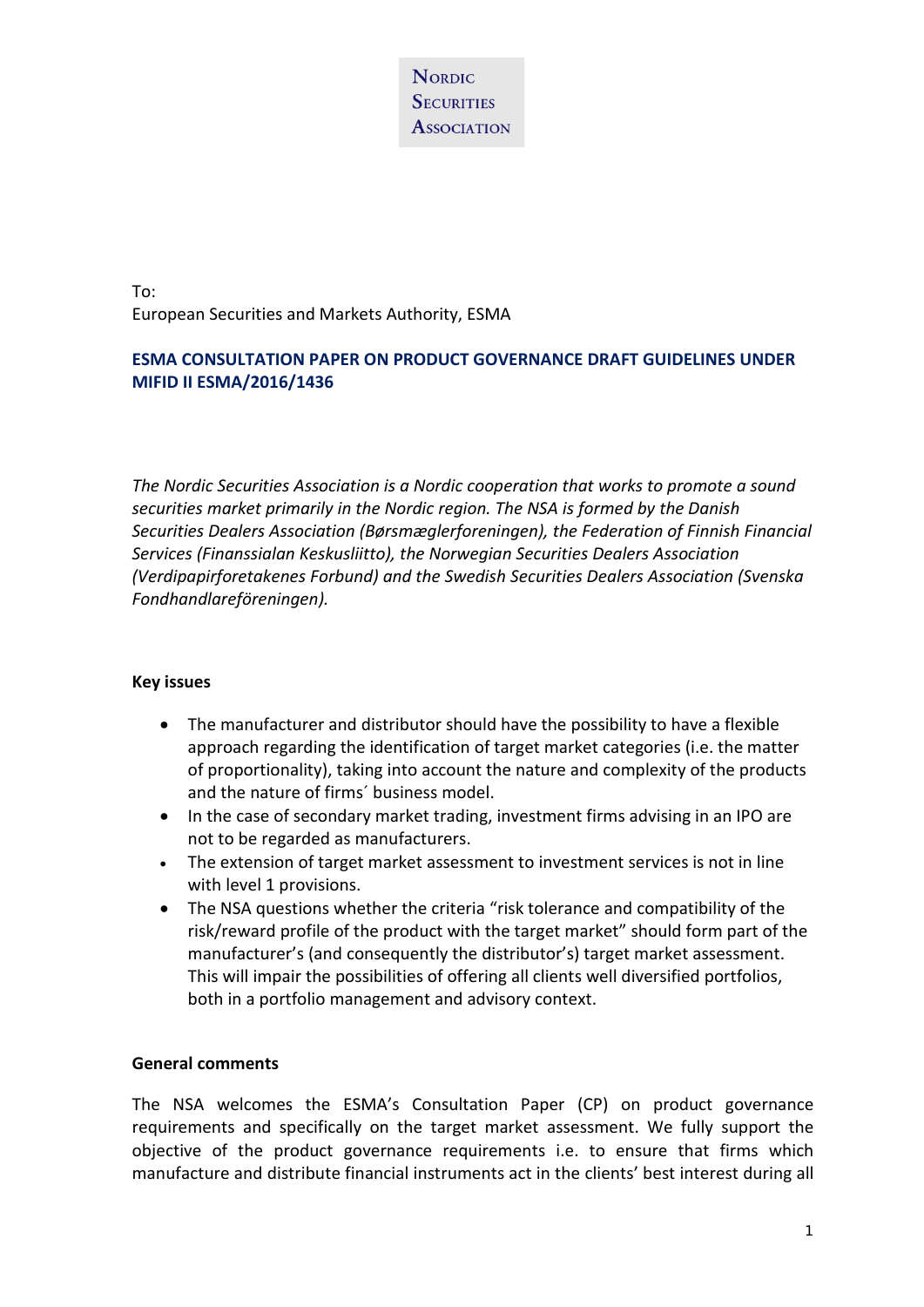Nordic Securities Association

To:
European Securities and Markets Authority, ESMA

## ESMA CONSULTATION PAPER ON PRODUCT GOVERNANCE DRAFT GUIDELINES UNDER MIFID II ESMA/2016/1436

*The Nordic Securities Association is a Nordic cooperation that works to promote a sound securities market primarily in the Nordic region. The NSA is formed by the Danish Securities Dealers Association (Børsmæglerforeningen), the Federation of Finnish Financial Services (Finanssialan Keskusliitto), the Norwegian Securities Dealers Association (Verdipapirforetakenes Forbund) and the Swedish Securities Dealers Association (Svenska Fondhandlareföreningen).*

### Key issues

- The manufacturer and distributor should have the possibility to have a flexible approach regarding the identification of target market categories (i.e. the matter of proportionality), taking into account the nature and complexity of the products and the nature of firms´ business model.
- In the case of secondary market trading, investment firms advising in an IPO are not to be regarded as manufacturers.
- The extension of target market assessment to investment services is not in line with level 1 provisions.
- The NSA questions whether the criteria "risk tolerance and compatibility of the risk/reward profile of the product with the target market" should form part of the manufacturer's (and consequently the distributor's) target market assessment. This will impair the possibilities of offering all clients well diversified portfolios, both in a portfolio management and advisory context.

### General comments

The NSA welcomes the ESMA's Consultation Paper (CP) on product governance requirements and specifically on the target market assessment. We fully support the objective of the product governance requirements i.e. to ensure that firms which manufacture and distribute financial instruments act in the clients' best interest during all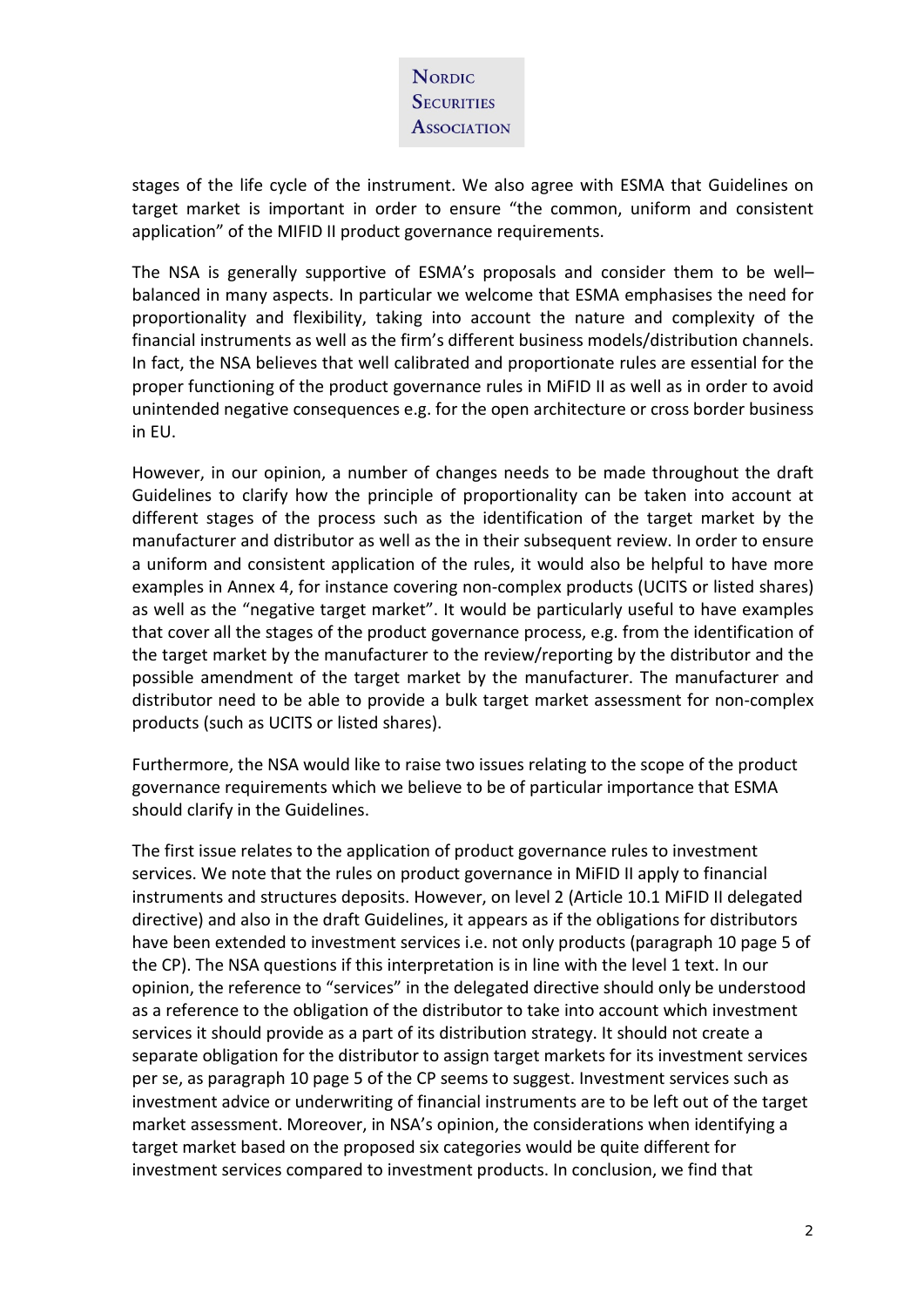stages of the life cycle of the instrument. We also agree with ESMA that Guidelines on target market is important in order to ensure "the common, uniform and consistent application" of the MIFID II product governance requirements.

The NSA is generally supportive of ESMA's proposals and consider them to be well–balanced in many aspects. In particular we welcome that ESMA emphasises the need for proportionality and flexibility, taking into account the nature and complexity of the financial instruments as well as the firm's different business models/distribution channels. In fact, the NSA believes that well calibrated and proportionate rules are essential for the proper functioning of the product governance rules in MiFID II as well as in order to avoid unintended negative consequences e.g. for the open architecture or cross border business in EU.

However, in our opinion, a number of changes needs to be made throughout the draft Guidelines to clarify how the principle of proportionality can be taken into account at different stages of the process such as the identification of the target market by the manufacturer and distributor as well as the in their subsequent review. In order to ensure a uniform and consistent application of the rules, it would also be helpful to have more examples in Annex 4, for instance covering non-complex products (UCITS or listed shares) as well as the "negative target market". It would be particularly useful to have examples that cover all the stages of the product governance process, e.g. from the identification of the target market by the manufacturer to the review/reporting by the distributor and the possible amendment of the target market by the manufacturer. The manufacturer and distributor need to be able to provide a bulk target market assessment for non-complex products (such as UCITS or listed shares).

Furthermore, the NSA would like to raise two issues relating to the scope of the product governance requirements which we believe to be of particular importance that ESMA should clarify in the Guidelines.

The first issue relates to the application of product governance rules to investment services. We note that the rules on product governance in MiFID II apply to financial instruments and structures deposits. However, on level 2 (Article 10.1 MiFID II delegated directive) and also in the draft Guidelines, it appears as if the obligations for distributors have been extended to investment services i.e. not only products (paragraph 10 page 5 of the CP). The NSA questions if this interpretation is in line with the level 1 text. In our opinion, the reference to "services" in the delegated directive should only be understood as a reference to the obligation of the distributor to take into account which investment services it should provide as a part of its distribution strategy. It should not create a separate obligation for the distributor to assign target markets for its investment services per se, as paragraph 10 page 5 of the CP seems to suggest. Investment services such as investment advice or underwriting of financial instruments are to be left out of the target market assessment. Moreover, in NSA's opinion, the considerations when identifying a target market based on the proposed six categories would be quite different for investment services compared to investment products. In conclusion, we find that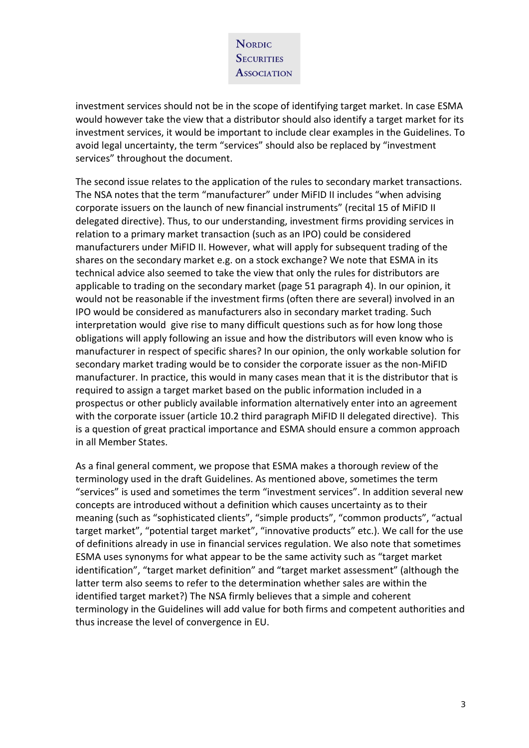investment services should not be in the scope of identifying target market. In case ESMA would however take the view that a distributor should also identify a target market for its investment services, it would be important to include clear examples in the Guidelines. To avoid legal uncertainty, the term "services" should also be replaced by "investment services" throughout the document.

The second issue relates to the application of the rules to secondary market transactions. The NSA notes that the term "manufacturer" under MiFID II includes "when advising corporate issuers on the launch of new financial instruments" (recital 15 of MiFID II delegated directive). Thus, to our understanding, investment firms providing services in relation to a primary market transaction (such as an IPO) could be considered manufacturers under MiFID II. However, what will apply for subsequent trading of the shares on the secondary market e.g. on a stock exchange? We note that ESMA in its technical advice also seemed to take the view that only the rules for distributors are applicable to trading on the secondary market (page 51 paragraph 4). In our opinion, it would not be reasonable if the investment firms (often there are several) involved in an IPO would be considered as manufacturers also in secondary market trading. Such interpretation would give rise to many difficult questions such as for how long those obligations will apply following an issue and how the distributors will even know who is manufacturer in respect of specific shares? In our opinion, the only workable solution for secondary market trading would be to consider the corporate issuer as the non-MiFID manufacturer. In practice, this would in many cases mean that it is the distributor that is required to assign a target market based on the public information included in a prospectus or other publicly available information alternatively enter into an agreement with the corporate issuer (article 10.2 third paragraph MiFID II delegated directive). This is a question of great practical importance and ESMA should ensure a common approach in all Member States.

As a final general comment, we propose that ESMA makes a thorough review of the terminology used in the draft Guidelines. As mentioned above, sometimes the term "services" is used and sometimes the term "investment services". In addition several new concepts are introduced without a definition which causes uncertainty as to their meaning (such as "sophisticated clients", "simple products", "common products", "actual target market", "potential target market", "innovative products" etc.). We call for the use of definitions already in use in financial services regulation. We also note that sometimes ESMA uses synonyms for what appear to be the same activity such as "target market identification", "target market definition" and "target market assessment" (although the latter term also seems to refer to the determination whether sales are within the identified target market?) The NSA firmly believes that a simple and coherent terminology in the Guidelines will add value for both firms and competent authorities and thus increase the level of convergence in EU.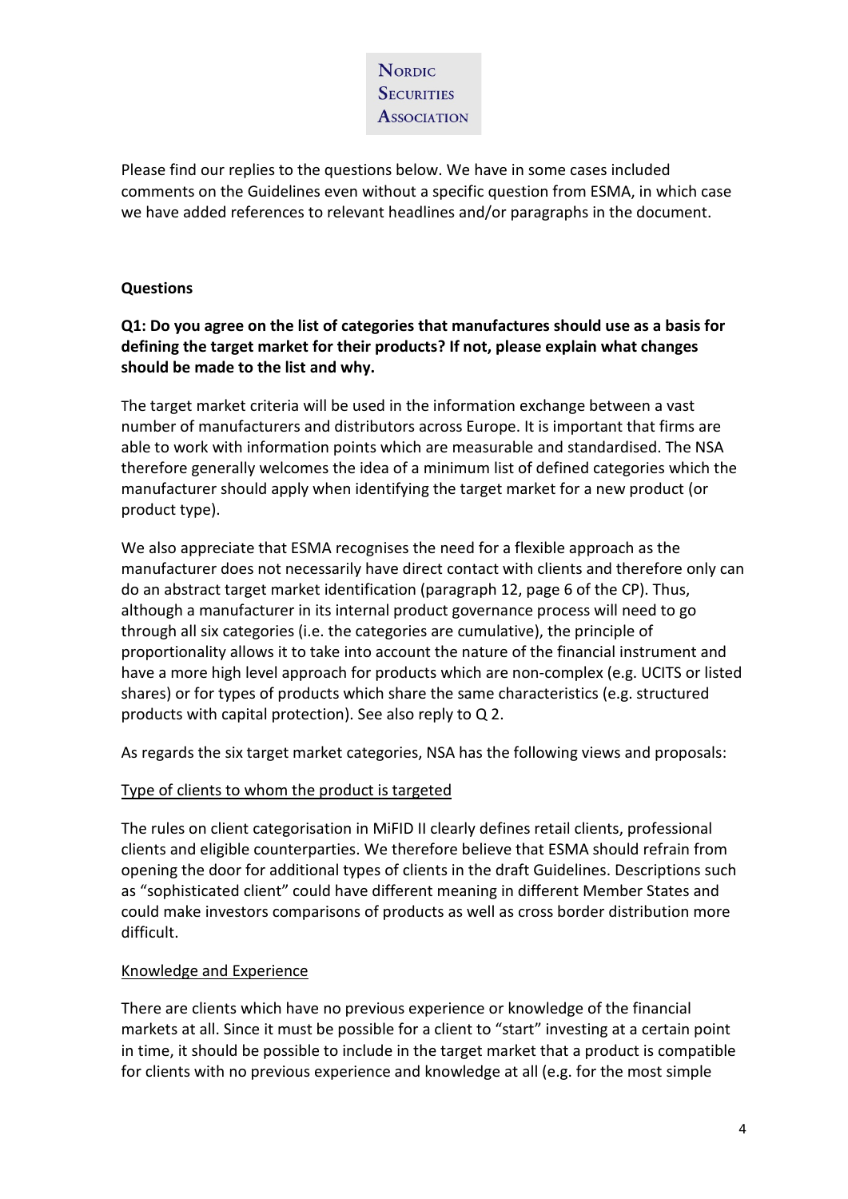Please find our replies to the questions below. We have in some cases included comments on the Guidelines even without a specific question from ESMA, in which case we have added references to relevant headlines and/or paragraphs in the document.

**Questions**

**Q1: Do you agree on the list of categories that manufactures should use as a basis for defining the target market for their products? If not, please explain what changes should be made to the list and why.**

The target market criteria will be used in the information exchange between a vast number of manufacturers and distributors across Europe. It is important that firms are able to work with information points which are measurable and standardised. The NSA therefore generally welcomes the idea of a minimum list of defined categories which the manufacturer should apply when identifying the target market for a new product (or product type).

We also appreciate that ESMA recognises the need for a flexible approach as the manufacturer does not necessarily have direct contact with clients and therefore only can do an abstract target market identification (paragraph 12, page 6 of the CP). Thus, although a manufacturer in its internal product governance process will need to go through all six categories (i.e. the categories are cumulative), the principle of proportionality allows it to take into account the nature of the financial instrument and have a more high level approach for products which are non-complex (e.g. UCITS or listed shares) or for types of products which share the same characteristics (e.g. structured products with capital protection). See also reply to Q 2.

As regards the six target market categories, NSA has the following views and proposals:

Type of clients to whom the product is targeted

The rules on client categorisation in MiFID II clearly defines retail clients, professional clients and eligible counterparties. We therefore believe that ESMA should refrain from opening the door for additional types of clients in the draft Guidelines. Descriptions such as "sophisticated client" could have different meaning in different Member States and could make investors comparisons of products as well as cross border distribution more difficult.

Knowledge and Experience

There are clients which have no previous experience or knowledge of the financial markets at all. Since it must be possible for a client to "start" investing at a certain point in time, it should be possible to include in the target market that a product is compatible for clients with no previous experience and knowledge at all (e.g. for the most simple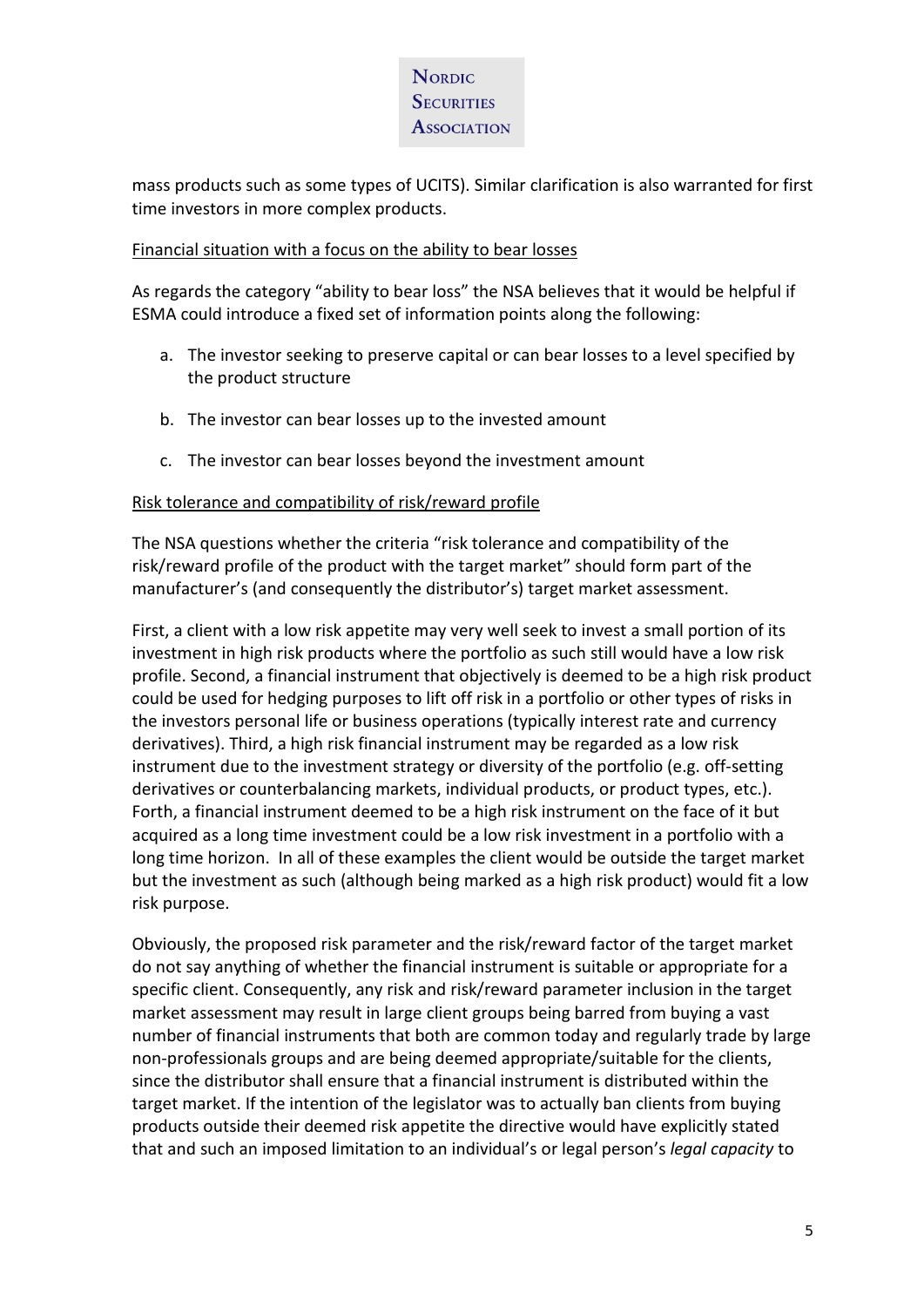mass products such as some types of UCITS). Similar clarification is also warranted for first time investors in more complex products.

<u>Financial situation with a focus on the ability to bear losses</u>

As regards the category "ability to bear loss" the NSA believes that it would be helpful if ESMA could introduce a fixed set of information points along the following:

a. The investor seeking to preserve capital or can bear losses to a level specified by the product structure

b. The investor can bear losses up to the invested amount

c. The investor can bear losses beyond the investment amount

<u>Risk tolerance and compatibility of risk/reward profile</u>

The NSA questions whether the criteria "risk tolerance and compatibility of the risk/reward profile of the product with the target market" should form part of the manufacturer's (and consequently the distributor's) target market assessment.

First, a client with a low risk appetite may very well seek to invest a small portion of its investment in high risk products where the portfolio as such still would have a low risk profile. Second, a financial instrument that objectively is deemed to be a high risk product could be used for hedging purposes to lift off risk in a portfolio or other types of risks in the investors personal life or business operations (typically interest rate and currency derivatives). Third, a high risk financial instrument may be regarded as a low risk instrument due to the investment strategy or diversity of the portfolio (e.g. off-setting derivatives or counterbalancing markets, individual products, or product types, etc.). Forth, a financial instrument deemed to be a high risk instrument on the face of it but acquired as a long time investment could be a low risk investment in a portfolio with a long time horizon. In all of these examples the client would be outside the target market but the investment as such (although being marked as a high risk product) would fit a low risk purpose.

Obviously, the proposed risk parameter and the risk/reward factor of the target market do not say anything of whether the financial instrument is suitable or appropriate for a specific client. Consequently, any risk and risk/reward parameter inclusion in the target market assessment may result in large client groups being barred from buying a vast number of financial instruments that both are common today and regularly trade by large non-professionals groups and are being deemed appropriate/suitable for the clients, since the distributor shall ensure that a financial instrument is distributed within the target market. If the intention of the legislator was to actually ban clients from buying products outside their deemed risk appetite the directive would have explicitly stated that and such an imposed limitation to an individual's or legal person's *legal capacity* to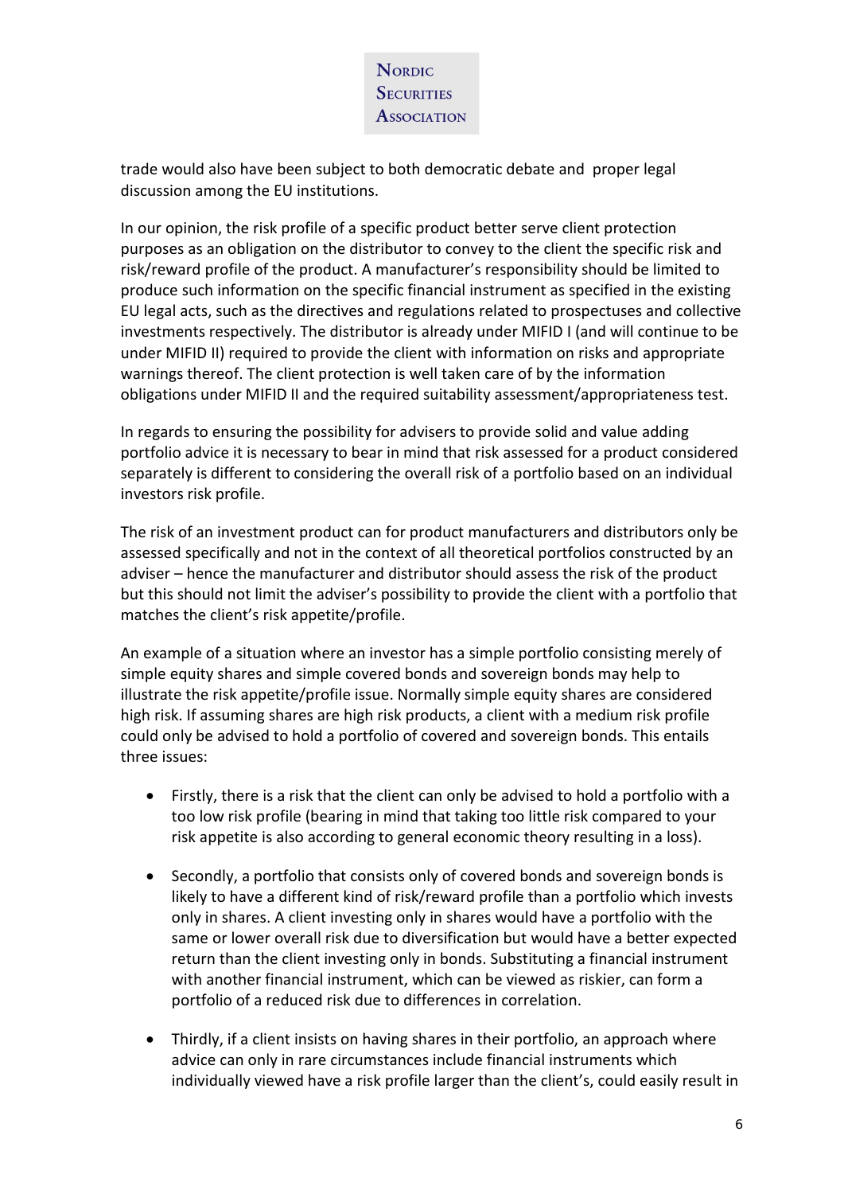trade would also have been subject to both democratic debate and proper legal discussion among the EU institutions.

In our opinion, the risk profile of a specific product better serve client protection purposes as an obligation on the distributor to convey to the client the specific risk and risk/reward profile of the product. A manufacturer's responsibility should be limited to produce such information on the specific financial instrument as specified in the existing EU legal acts, such as the directives and regulations related to prospectuses and collective investments respectively. The distributor is already under MIFID I (and will continue to be under MIFID II) required to provide the client with information on risks and appropriate warnings thereof. The client protection is well taken care of by the information obligations under MIFID II and the required suitability assessment/appropriateness test.

In regards to ensuring the possibility for advisers to provide solid and value adding portfolio advice it is necessary to bear in mind that risk assessed for a product considered separately is different to considering the overall risk of a portfolio based on an individual investors risk profile.

The risk of an investment product can for product manufacturers and distributors only be assessed specifically and not in the context of all theoretical portfolios constructed by an adviser – hence the manufacturer and distributor should assess the risk of the product but this should not limit the adviser's possibility to provide the client with a portfolio that matches the client's risk appetite/profile.

An example of a situation where an investor has a simple portfolio consisting merely of simple equity shares and simple covered bonds and sovereign bonds may help to illustrate the risk appetite/profile issue. Normally simple equity shares are considered high risk. If assuming shares are high risk products, a client with a medium risk profile could only be advised to hold a portfolio of covered and sovereign bonds. This entails three issues:

- Firstly, there is a risk that the client can only be advised to hold a portfolio with a too low risk profile (bearing in mind that taking too little risk compared to your risk appetite is also according to general economic theory resulting in a loss).
- Secondly, a portfolio that consists only of covered bonds and sovereign bonds is likely to have a different kind of risk/reward profile than a portfolio which invests only in shares. A client investing only in shares would have a portfolio with the same or lower overall risk due to diversification but would have a better expected return than the client investing only in bonds. Substituting a financial instrument with another financial instrument, which can be viewed as riskier, can form a portfolio of a reduced risk due to differences in correlation.
- Thirdly, if a client insists on having shares in their portfolio, an approach where advice can only in rare circumstances include financial instruments which individually viewed have a risk profile larger than the client's, could easily result in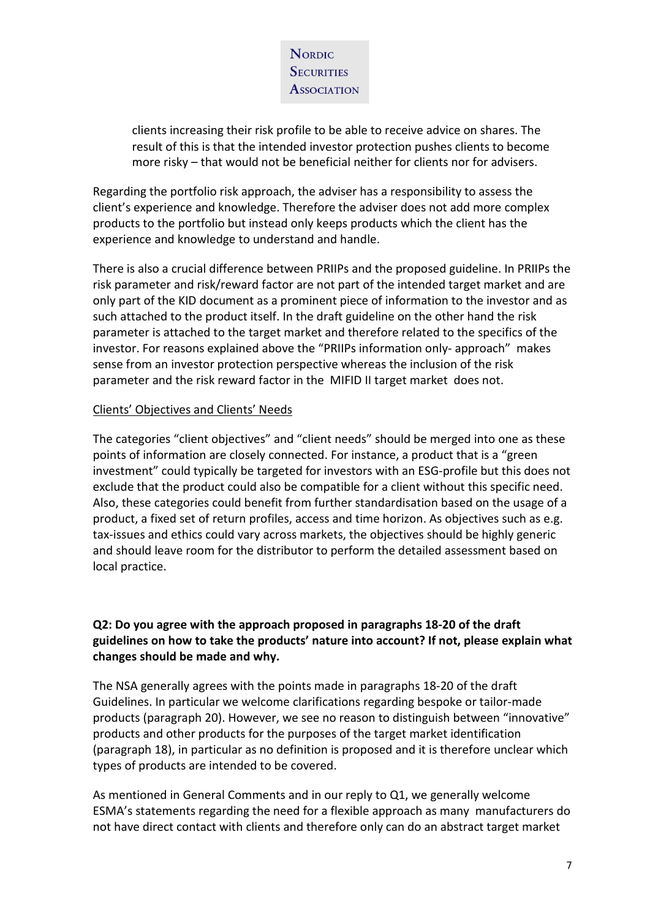clients increasing their risk profile to be able to receive advice on shares. The result of this is that the intended investor protection pushes clients to become more risky – that would not be beneficial neither for clients nor for advisers.

Regarding the portfolio risk approach, the adviser has a responsibility to assess the client's experience and knowledge. Therefore the adviser does not add more complex products to the portfolio but instead only keeps products which the client has the experience and knowledge to understand and handle.

There is also a crucial difference between PRIIPs and the proposed guideline. In PRIIPs the risk parameter and risk/reward factor are not part of the intended target market and are only part of the KID document as a prominent piece of information to the investor and as such attached to the product itself. In the draft guideline on the other hand the risk parameter is attached to the target market and therefore related to the specifics of the investor. For reasons explained above the "PRIIPs information only- approach" makes sense from an investor protection perspective whereas the inclusion of the risk parameter and the risk reward factor in the MIFID II target market does not.

Clients' Objectives and Clients' Needs

The categories "client objectives" and "client needs" should be merged into one as these points of information are closely connected. For instance, a product that is a "green investment" could typically be targeted for investors with an ESG-profile but this does not exclude that the product could also be compatible for a client without this specific need. Also, these categories could benefit from further standardisation based on the usage of a product, a fixed set of return profiles, access and time horizon. As objectives such as e.g. tax-issues and ethics could vary across markets, the objectives should be highly generic and should leave room for the distributor to perform the detailed assessment based on local practice.

**Q2: Do you agree with the approach proposed in paragraphs 18-20 of the draft guidelines on how to take the products' nature into account? If not, please explain what changes should be made and why.**

The NSA generally agrees with the points made in paragraphs 18-20 of the draft Guidelines. In particular we welcome clarifications regarding bespoke or tailor-made products (paragraph 20). However, we see no reason to distinguish between "innovative" products and other products for the purposes of the target market identification (paragraph 18), in particular as no definition is proposed and it is therefore unclear which types of products are intended to be covered.

As mentioned in General Comments and in our reply to Q1, we generally welcome ESMA's statements regarding the need for a flexible approach as many manufacturers do not have direct contact with clients and therefore only can do an abstract target market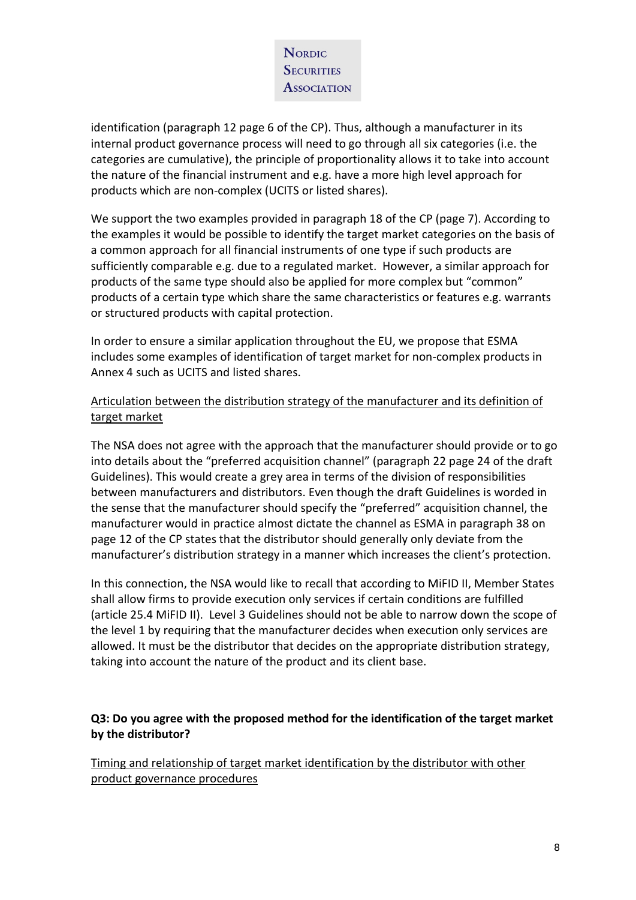identification (paragraph 12 page 6 of the CP). Thus, although a manufacturer in its internal product governance process will need to go through all six categories (i.e. the categories are cumulative), the principle of proportionality allows it to take into account the nature of the financial instrument and e.g. have a more high level approach for products which are non-complex (UCITS or listed shares).

We support the two examples provided in paragraph 18 of the CP (page 7). According to the examples it would be possible to identify the target market categories on the basis of a common approach for all financial instruments of one type if such products are sufficiently comparable e.g. due to a regulated market. However, a similar approach for products of the same type should also be applied for more complex but "common" products of a certain type which share the same characteristics or features e.g. warrants or structured products with capital protection.

In order to ensure a similar application throughout the EU, we propose that ESMA includes some examples of identification of target market for non-complex products in Annex 4 such as UCITS and listed shares.

Articulation between the distribution strategy of the manufacturer and its definition of target market

The NSA does not agree with the approach that the manufacturer should provide or to go into details about the "preferred acquisition channel" (paragraph 22 page 24 of the draft Guidelines). This would create a grey area in terms of the division of responsibilities between manufacturers and distributors. Even though the draft Guidelines is worded in the sense that the manufacturer should specify the "preferred" acquisition channel, the manufacturer would in practice almost dictate the channel as ESMA in paragraph 38 on page 12 of the CP states that the distributor should generally only deviate from the manufacturer's distribution strategy in a manner which increases the client's protection.

In this connection, the NSA would like to recall that according to MiFID II, Member States shall allow firms to provide execution only services if certain conditions are fulfilled (article 25.4 MiFID II). Level 3 Guidelines should not be able to narrow down the scope of the level 1 by requiring that the manufacturer decides when execution only services are allowed. It must be the distributor that decides on the appropriate distribution strategy, taking into account the nature of the product and its client base.

**Q3: Do you agree with the proposed method for the identification of the target market by the distributor?**

Timing and relationship of target market identification by the distributor with other product governance procedures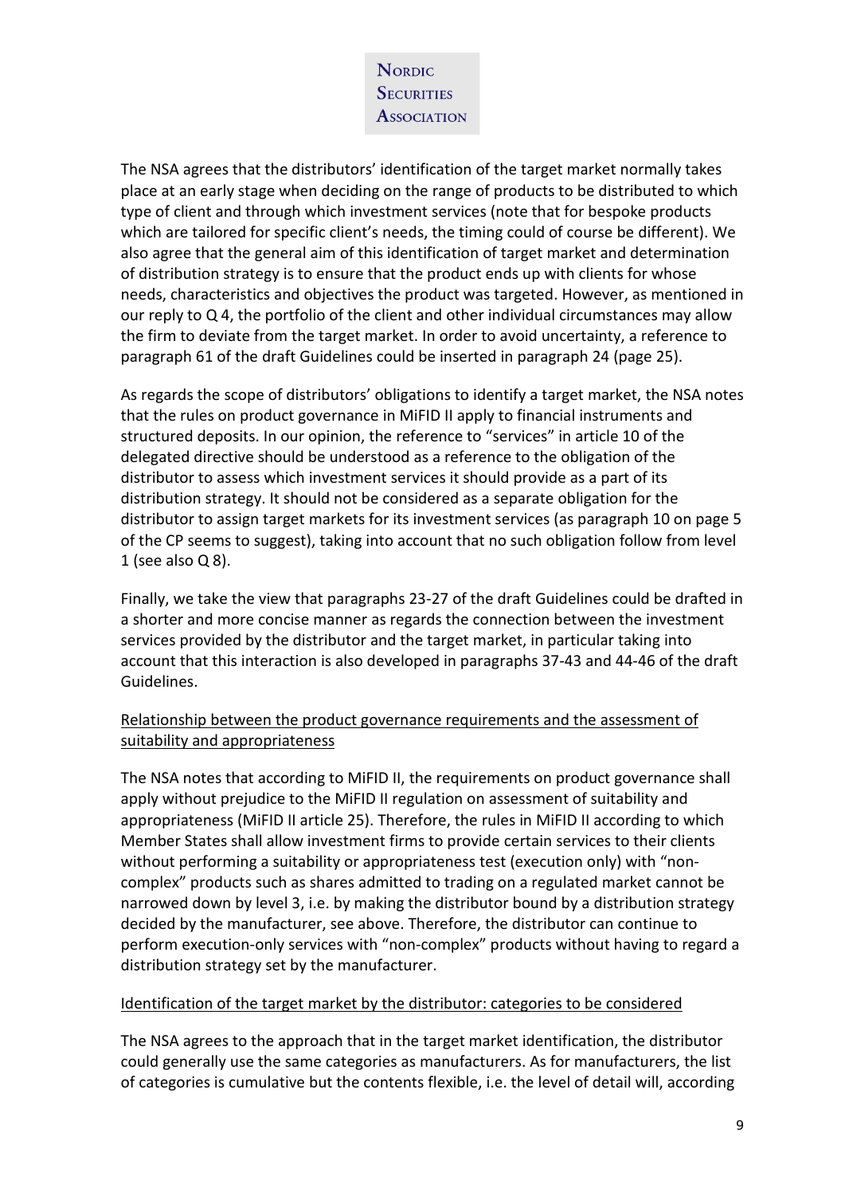The NSA agrees that the distributors' identification of the target market normally takes place at an early stage when deciding on the range of products to be distributed to which type of client and through which investment services (note that for bespoke products which are tailored for specific client's needs, the timing could of course be different). We also agree that the general aim of this identification of target market and determination of distribution strategy is to ensure that the product ends up with clients for whose needs, characteristics and objectives the product was targeted. However, as mentioned in our reply to Q 4, the portfolio of the client and other individual circumstances may allow the firm to deviate from the target market. In order to avoid uncertainty, a reference to paragraph 61 of the draft Guidelines could be inserted in paragraph 24 (page 25).

As regards the scope of distributors' obligations to identify a target market, the NSA notes that the rules on product governance in MiFID II apply to financial instruments and structured deposits. In our opinion, the reference to "services" in article 10 of the delegated directive should be understood as a reference to the obligation of the distributor to assess which investment services it should provide as a part of its distribution strategy. It should not be considered as a separate obligation for the distributor to assign target markets for its investment services (as paragraph 10 on page 5 of the CP seems to suggest), taking into account that no such obligation follow from level 1 (see also Q 8).

Finally, we take the view that paragraphs 23-27 of the draft Guidelines could be drafted in a shorter and more concise manner as regards the connection between the investment services provided by the distributor and the target market, in particular taking into account that this interaction is also developed in paragraphs 37-43 and 44-46 of the draft Guidelines.

Relationship between the product governance requirements and the assessment of suitability and appropriateness

The NSA notes that according to MiFID II, the requirements on product governance shall apply without prejudice to the MiFID II regulation on assessment of suitability and appropriateness (MiFID II article 25). Therefore, the rules in MiFID II according to which Member States shall allow investment firms to provide certain services to their clients without performing a suitability or appropriateness test (execution only) with "non-complex" products such as shares admitted to trading on a regulated market cannot be narrowed down by level 3, i.e. by making the distributor bound by a distribution strategy decided by the manufacturer, see above. Therefore, the distributor can continue to perform execution-only services with "non-complex" products without having to regard a distribution strategy set by the manufacturer.

Identification of the target market by the distributor: categories to be considered

The NSA agrees to the approach that in the target market identification, the distributor could generally use the same categories as manufacturers. As for manufacturers, the list of categories is cumulative but the contents flexible, i.e. the level of detail will, according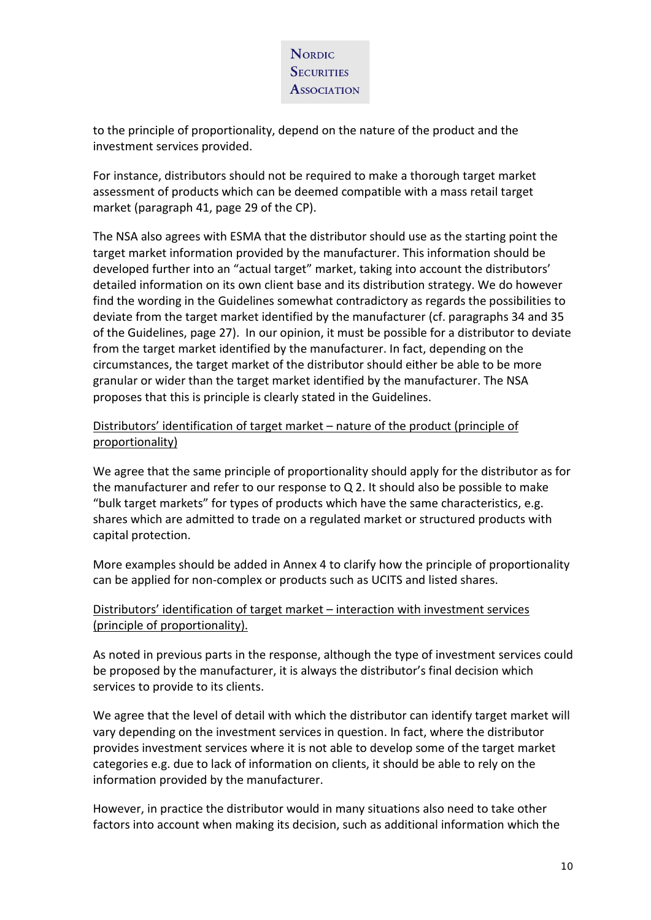to the principle of proportionality, depend on the nature of the product and the investment services provided.

For instance, distributors should not be required to make a thorough target market assessment of products which can be deemed compatible with a mass retail target market (paragraph 41, page 29 of the CP).

The NSA also agrees with ESMA that the distributor should use as the starting point the target market information provided by the manufacturer. This information should be developed further into an "actual target" market, taking into account the distributors' detailed information on its own client base and its distribution strategy. We do however find the wording in the Guidelines somewhat contradictory as regards the possibilities to deviate from the target market identified by the manufacturer (cf. paragraphs 34 and 35 of the Guidelines, page 27). In our opinion, it must be possible for a distributor to deviate from the target market identified by the manufacturer. In fact, depending on the circumstances, the target market of the distributor should either be able to be more granular or wider than the target market identified by the manufacturer. The NSA proposes that this is principle is clearly stated in the Guidelines.

<u>Distributors' identification of target market – nature of the product (principle of proportionality)</u>

We agree that the same principle of proportionality should apply for the distributor as for the manufacturer and refer to our response to Q 2. It should also be possible to make "bulk target markets" for types of products which have the same characteristics, e.g. shares which are admitted to trade on a regulated market or structured products with capital protection.

More examples should be added in Annex 4 to clarify how the principle of proportionality can be applied for non-complex or products such as UCITS and listed shares.

<u>Distributors' identification of target market – interaction with investment services (principle of proportionality).</u>

As noted in previous parts in the response, although the type of investment services could be proposed by the manufacturer, it is always the distributor's final decision which services to provide to its clients.

We agree that the level of detail with which the distributor can identify target market will vary depending on the investment services in question. In fact, where the distributor provides investment services where it is not able to develop some of the target market categories e.g. due to lack of information on clients, it should be able to rely on the information provided by the manufacturer.

However, in practice the distributor would in many situations also need to take other factors into account when making its decision, such as additional information which the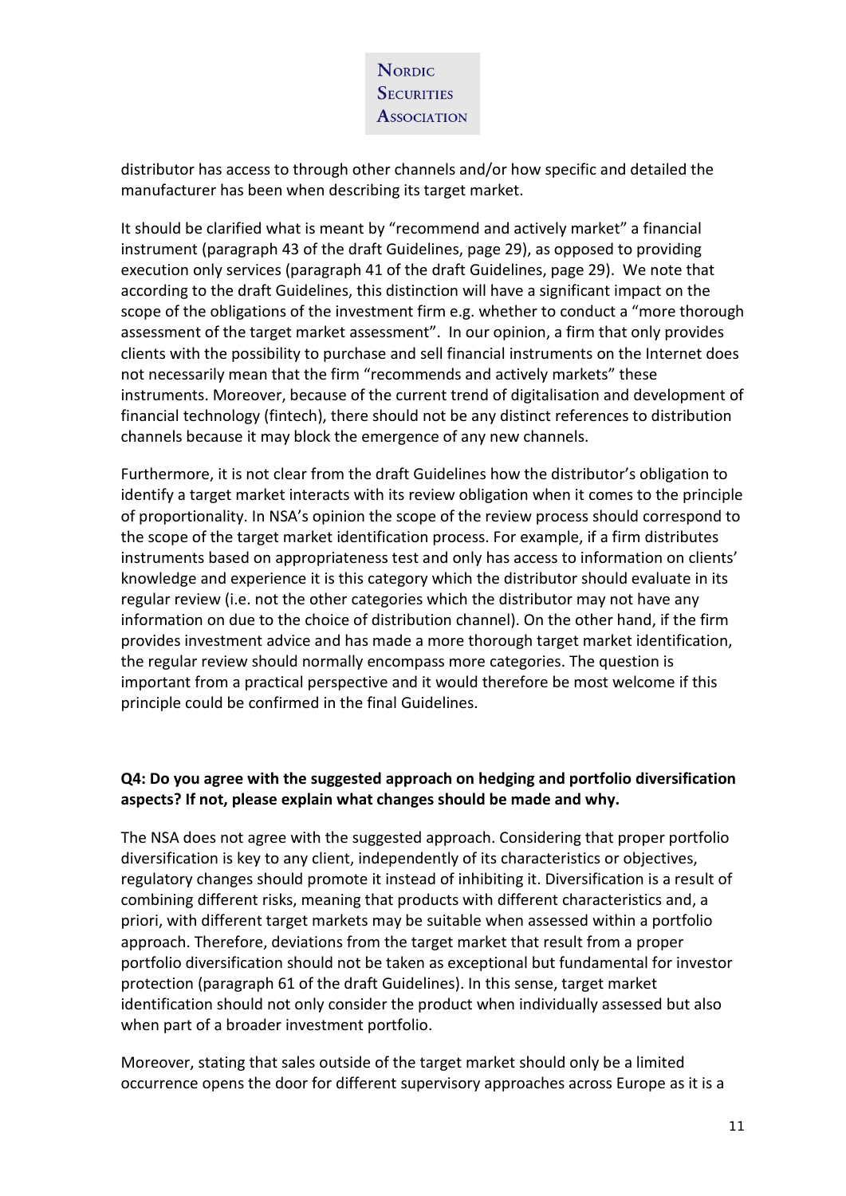distributor has access to through other channels and/or how specific and detailed the manufacturer has been when describing its target market.

It should be clarified what is meant by "recommend and actively market" a financial instrument (paragraph 43 of the draft Guidelines, page 29), as opposed to providing execution only services (paragraph 41 of the draft Guidelines, page 29). We note that according to the draft Guidelines, this distinction will have a significant impact on the scope of the obligations of the investment firm e.g. whether to conduct a "more thorough assessment of the target market assessment". In our opinion, a firm that only provides clients with the possibility to purchase and sell financial instruments on the Internet does not necessarily mean that the firm "recommends and actively markets" these instruments. Moreover, because of the current trend of digitalisation and development of financial technology (fintech), there should not be any distinct references to distribution channels because it may block the emergence of any new channels.

Furthermore, it is not clear from the draft Guidelines how the distributor's obligation to identify a target market interacts with its review obligation when it comes to the principle of proportionality. In NSA's opinion the scope of the review process should correspond to the scope of the target market identification process. For example, if a firm distributes instruments based on appropriateness test and only has access to information on clients' knowledge and experience it is this category which the distributor should evaluate in its regular review (i.e. not the other categories which the distributor may not have any information on due to the choice of distribution channel). On the other hand, if the firm provides investment advice and has made a more thorough target market identification, the regular review should normally encompass more categories. The question is important from a practical perspective and it would therefore be most welcome if this principle could be confirmed in the final Guidelines.

**Q4: Do you agree with the suggested approach on hedging and portfolio diversification aspects? If not, please explain what changes should be made and why.**

The NSA does not agree with the suggested approach. Considering that proper portfolio diversification is key to any client, independently of its characteristics or objectives, regulatory changes should promote it instead of inhibiting it. Diversification is a result of combining different risks, meaning that products with different characteristics and, a priori, with different target markets may be suitable when assessed within a portfolio approach. Therefore, deviations from the target market that result from a proper portfolio diversification should not be taken as exceptional but fundamental for investor protection (paragraph 61 of the draft Guidelines). In this sense, target market identification should not only consider the product when individually assessed but also when part of a broader investment portfolio.

Moreover, stating that sales outside of the target market should only be a limited occurrence opens the door for different supervisory approaches across Europe as it is a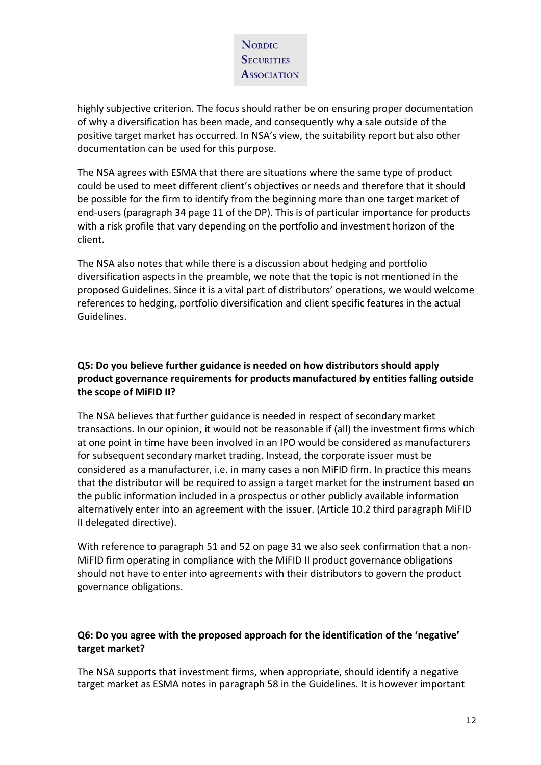highly subjective criterion. The focus should rather be on ensuring proper documentation of why a diversification has been made, and consequently why a sale outside of the positive target market has occurred. In NSA's view, the suitability report but also other documentation can be used for this purpose.

The NSA agrees with ESMA that there are situations where the same type of product could be used to meet different client's objectives or needs and therefore that it should be possible for the firm to identify from the beginning more than one target market of end-users (paragraph 34 page 11 of the DP). This is of particular importance for products with a risk profile that vary depending on the portfolio and investment horizon of the client.

The NSA also notes that while there is a discussion about hedging and portfolio diversification aspects in the preamble, we note that the topic is not mentioned in the proposed Guidelines. Since it is a vital part of distributors' operations, we would welcome references to hedging, portfolio diversification and client specific features in the actual Guidelines.

**Q5: Do you believe further guidance is needed on how distributors should apply product governance requirements for products manufactured by entities falling outside the scope of MiFID II?**

The NSA believes that further guidance is needed in respect of secondary market transactions. In our opinion, it would not be reasonable if (all) the investment firms which at one point in time have been involved in an IPO would be considered as manufacturers for subsequent secondary market trading. Instead, the corporate issuer must be considered as a manufacturer, i.e. in many cases a non MiFID firm. In practice this means that the distributor will be required to assign a target market for the instrument based on the public information included in a prospectus or other publicly available information alternatively enter into an agreement with the issuer. (Article 10.2 third paragraph MiFID II delegated directive).

With reference to paragraph 51 and 52 on page 31 we also seek confirmation that a non-MiFID firm operating in compliance with the MiFID II product governance obligations should not have to enter into agreements with their distributors to govern the product governance obligations.

**Q6: Do you agree with the proposed approach for the identification of the 'negative' target market?**

The NSA supports that investment firms, when appropriate, should identify a negative target market as ESMA notes in paragraph 58 in the Guidelines. It is however important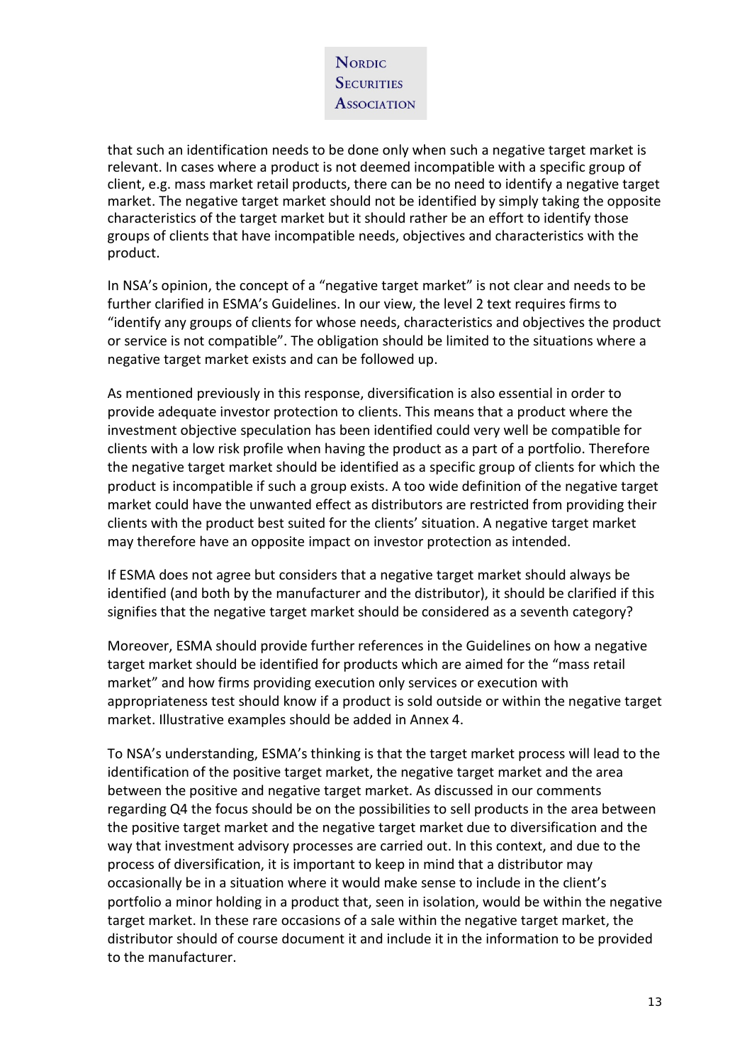that such an identification needs to be done only when such a negative target market is relevant. In cases where a product is not deemed incompatible with a specific group of client, e.g. mass market retail products, there can be no need to identify a negative target market. The negative target market should not be identified by simply taking the opposite characteristics of the target market but it should rather be an effort to identify those groups of clients that have incompatible needs, objectives and characteristics with the product.

In NSA's opinion, the concept of a "negative target market" is not clear and needs to be further clarified in ESMA's Guidelines. In our view, the level 2 text requires firms to "identify any groups of clients for whose needs, characteristics and objectives the product or service is not compatible". The obligation should be limited to the situations where a negative target market exists and can be followed up.

As mentioned previously in this response, diversification is also essential in order to provide adequate investor protection to clients. This means that a product where the investment objective speculation has been identified could very well be compatible for clients with a low risk profile when having the product as a part of a portfolio. Therefore the negative target market should be identified as a specific group of clients for which the product is incompatible if such a group exists. A too wide definition of the negative target market could have the unwanted effect as distributors are restricted from providing their clients with the product best suited for the clients' situation. A negative target market may therefore have an opposite impact on investor protection as intended.

If ESMA does not agree but considers that a negative target market should always be identified (and both by the manufacturer and the distributor), it should be clarified if this signifies that the negative target market should be considered as a seventh category?

Moreover, ESMA should provide further references in the Guidelines on how a negative target market should be identified for products which are aimed for the "mass retail market" and how firms providing execution only services or execution with appropriateness test should know if a product is sold outside or within the negative target market. Illustrative examples should be added in Annex 4.

To NSA's understanding, ESMA's thinking is that the target market process will lead to the identification of the positive target market, the negative target market and the area between the positive and negative target market. As discussed in our comments regarding Q4 the focus should be on the possibilities to sell products in the area between the positive target market and the negative target market due to diversification and the way that investment advisory processes are carried out. In this context, and due to the process of diversification, it is important to keep in mind that a distributor may occasionally be in a situation where it would make sense to include in the client's portfolio a minor holding in a product that, seen in isolation, would be within the negative target market. In these rare occasions of a sale within the negative target market, the distributor should of course document it and include it in the information to be provided to the manufacturer.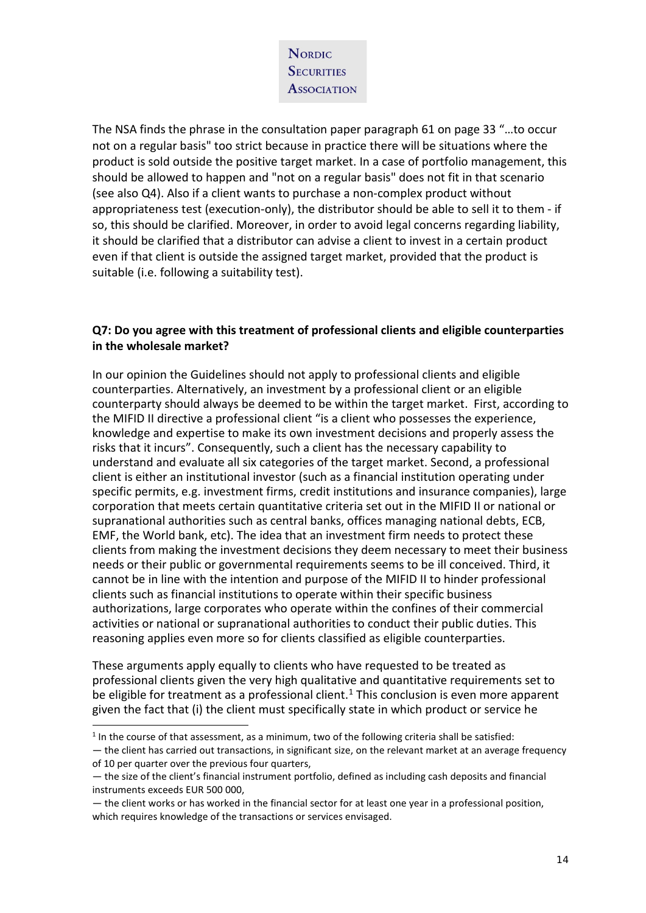The NSA finds the phrase in the consultation paper paragraph 61 on page 33 "…to occur not on a regular basis" too strict because in practice there will be situations where the product is sold outside the positive target market. In a case of portfolio management, this should be allowed to happen and "not on a regular basis" does not fit in that scenario (see also Q4). Also if a client wants to purchase a non-complex product without appropriateness test (execution-only), the distributor should be able to sell it to them - if so, this should be clarified. Moreover, in order to avoid legal concerns regarding liability, it should be clarified that a distributor can advise a client to invest in a certain product even if that client is outside the assigned target market, provided that the product is suitable (i.e. following a suitability test).

### Q7: Do you agree with this treatment of professional clients and eligible counterparties in the wholesale market?

In our opinion the Guidelines should not apply to professional clients and eligible counterparties. Alternatively, an investment by a professional client or an eligible counterparty should always be deemed to be within the target market. First, according to the MIFID II directive a professional client "is a client who possesses the experience, knowledge and expertise to make its own investment decisions and properly assess the risks that it incurs". Consequently, such a client has the necessary capability to understand and evaluate all six categories of the target market. Second, a professional client is either an institutional investor (such as a financial institution operating under specific permits, e.g. investment firms, credit institutions and insurance companies), large corporation that meets certain quantitative criteria set out in the MIFID II or national or supranational authorities such as central banks, offices managing national debts, ECB, EMF, the World bank, etc). The idea that an investment firm needs to protect these clients from making the investment decisions they deem necessary to meet their business needs or their public or governmental requirements seems to be ill conceived. Third, it cannot be in line with the intention and purpose of the MIFID II to hinder professional clients such as financial institutions to operate within their specific business authorizations, large corporates who operate within the confines of their commercial activities or national or supranational authorities to conduct their public duties. This reasoning applies even more so for clients classified as eligible counterparties.

These arguments apply equally to clients who have requested to be treated as professional clients given the very high qualitative and quantitative requirements set to be eligible for treatment as a professional client.[1] This conclusion is even more apparent given the fact that (i) the client must specifically state in which product or service he

---

[1] In the course of that assessment, as a minimum, two of the following criteria shall be satisfied:

— the client has carried out transactions, in significant size, on the relevant market at an average frequency of 10 per quarter over the previous four quarters,

— the size of the client's financial instrument portfolio, defined as including cash deposits and financial instruments exceeds EUR 500 000,

— the client works or has worked in the financial sector for at least one year in a professional position, which requires knowledge of the transactions or services envisaged.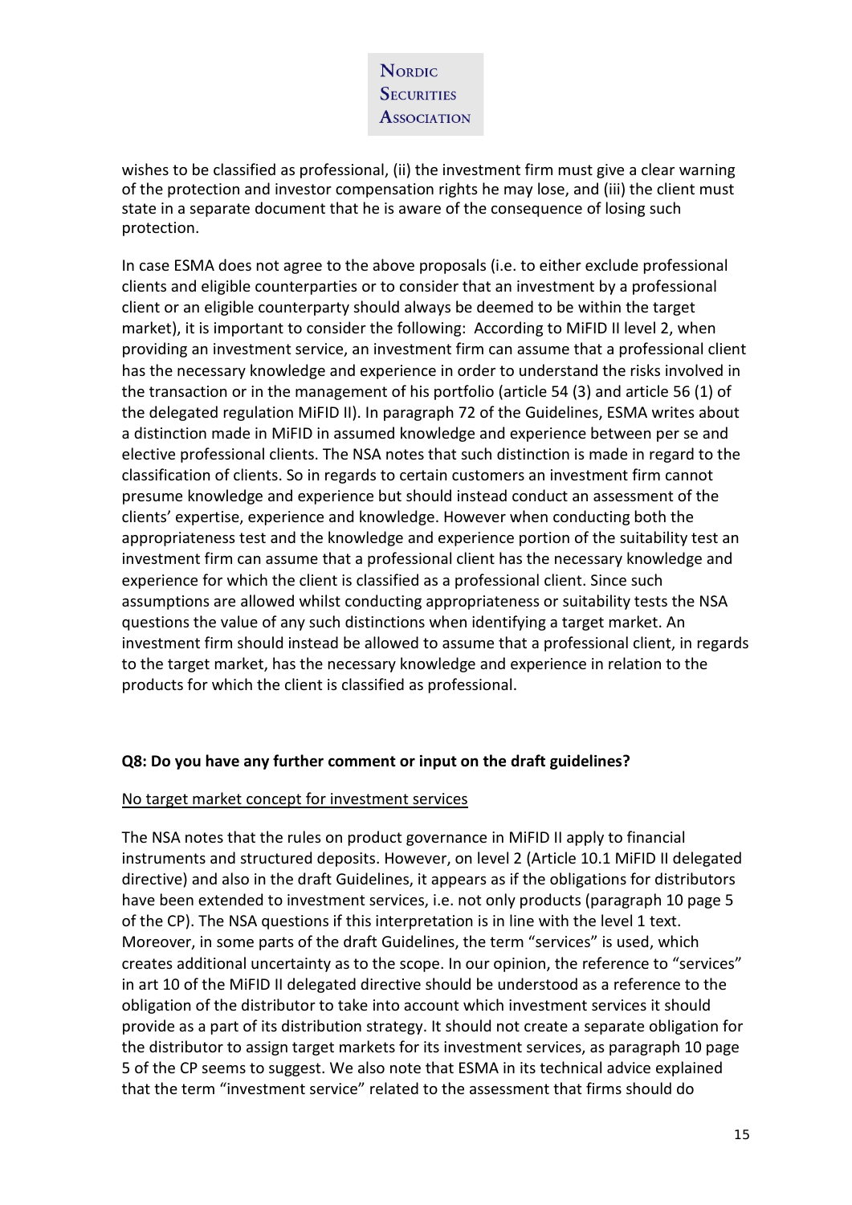wishes to be classified as professional, (ii) the investment firm must give a clear warning of the protection and investor compensation rights he may lose, and (iii) the client must state in a separate document that he is aware of the consequence of losing such protection.

In case ESMA does not agree to the above proposals (i.e. to either exclude professional clients and eligible counterparties or to consider that an investment by a professional client or an eligible counterparty should always be deemed to be within the target market), it is important to consider the following: According to MiFID II level 2, when providing an investment service, an investment firm can assume that a professional client has the necessary knowledge and experience in order to understand the risks involved in the transaction or in the management of his portfolio (article 54 (3) and article 56 (1) of the delegated regulation MiFID II). In paragraph 72 of the Guidelines, ESMA writes about a distinction made in MiFID in assumed knowledge and experience between per se and elective professional clients. The NSA notes that such distinction is made in regard to the classification of clients. So in regards to certain customers an investment firm cannot presume knowledge and experience but should instead conduct an assessment of the clients' expertise, experience and knowledge. However when conducting both the appropriateness test and the knowledge and experience portion of the suitability test an investment firm can assume that a professional client has the necessary knowledge and experience for which the client is classified as a professional client. Since such assumptions are allowed whilst conducting appropriateness or suitability tests the NSA questions the value of any such distinctions when identifying a target market. An investment firm should instead be allowed to assume that a professional client, in regards to the target market, has the necessary knowledge and experience in relation to the products for which the client is classified as professional.

**Q8: Do you have any further comment or input on the draft guidelines?**

No target market concept for investment services

The NSA notes that the rules on product governance in MiFID II apply to financial instruments and structured deposits. However, on level 2 (Article 10.1 MiFID II delegated directive) and also in the draft Guidelines, it appears as if the obligations for distributors have been extended to investment services, i.e. not only products (paragraph 10 page 5 of the CP). The NSA questions if this interpretation is in line with the level 1 text. Moreover, in some parts of the draft Guidelines, the term "services" is used, which creates additional uncertainty as to the scope. In our opinion, the reference to "services" in art 10 of the MiFID II delegated directive should be understood as a reference to the obligation of the distributor to take into account which investment services it should provide as a part of its distribution strategy. It should not create a separate obligation for the distributor to assign target markets for its investment services, as paragraph 10 page 5 of the CP seems to suggest. We also note that ESMA in its technical advice explained that the term "investment service" related to the assessment that firms should do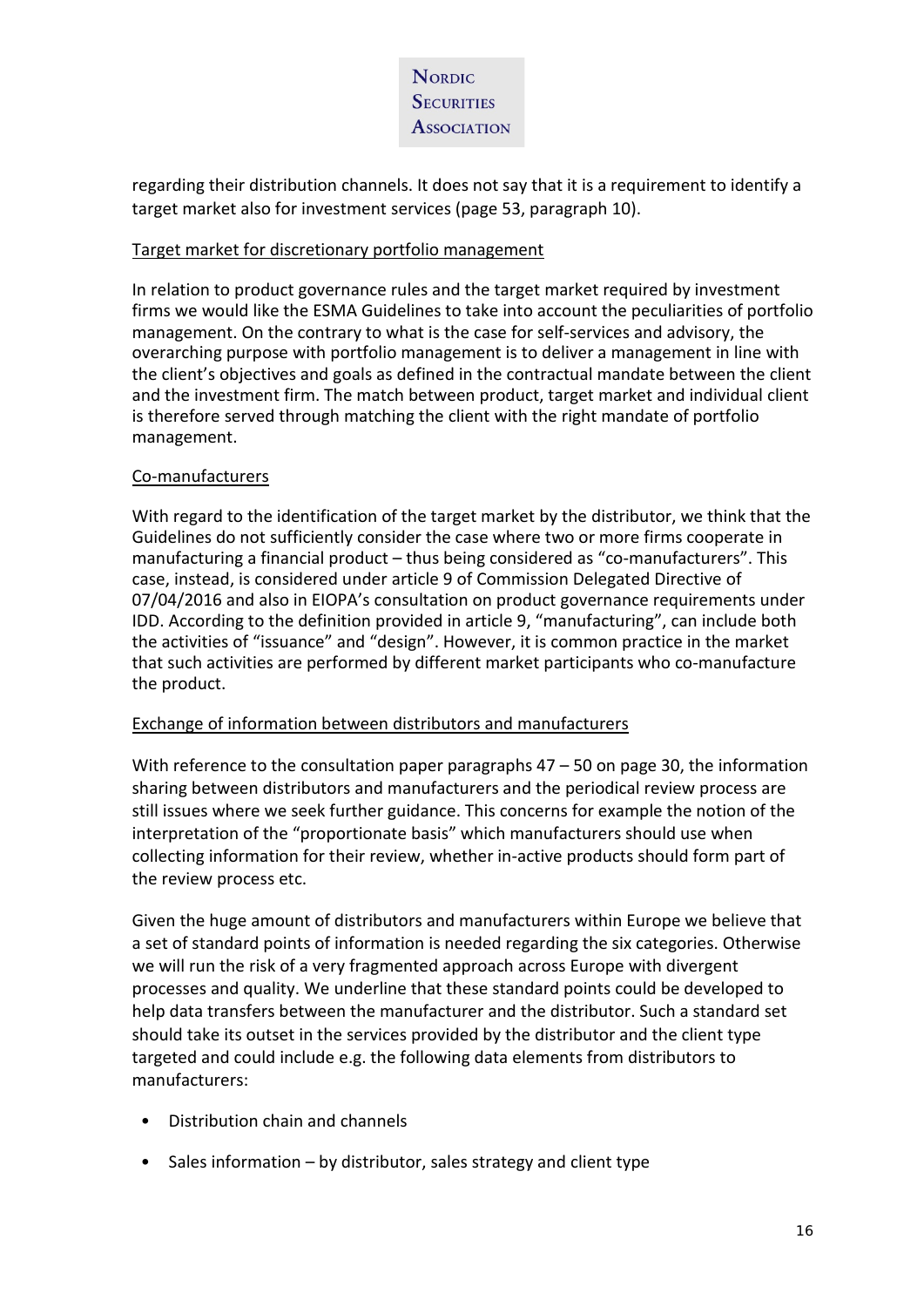regarding their distribution channels. It does not say that it is a requirement to identify a target market also for investment services (page 53, paragraph 10).

Target market for discretionary portfolio management

In relation to product governance rules and the target market required by investment firms we would like the ESMA Guidelines to take into account the peculiarities of portfolio management. On the contrary to what is the case for self-services and advisory, the overarching purpose with portfolio management is to deliver a management in line with the client's objectives and goals as defined in the contractual mandate between the client and the investment firm. The match between product, target market and individual client is therefore served through matching the client with the right mandate of portfolio management.

Co-manufacturers

With regard to the identification of the target market by the distributor, we think that the Guidelines do not sufficiently consider the case where two or more firms cooperate in manufacturing a financial product – thus being considered as "co-manufacturers". This case, instead, is considered under article 9 of Commission Delegated Directive of 07/04/2016 and also in EIOPA's consultation on product governance requirements under IDD. According to the definition provided in article 9, "manufacturing", can include both the activities of "issuance" and "design". However, it is common practice in the market that such activities are performed by different market participants who co-manufacture the product.

Exchange of information between distributors and manufacturers

With reference to the consultation paper paragraphs 47 – 50 on page 30, the information sharing between distributors and manufacturers and the periodical review process are still issues where we seek further guidance. This concerns for example the notion of the interpretation of the "proportionate basis" which manufacturers should use when collecting information for their review, whether in-active products should form part of the review process etc.

Given the huge amount of distributors and manufacturers within Europe we believe that a set of standard points of information is needed regarding the six categories. Otherwise we will run the risk of a very fragmented approach across Europe with divergent processes and quality. We underline that these standard points could be developed to help data transfers between the manufacturer and the distributor. Such a standard set should take its outset in the services provided by the distributor and the client type targeted and could include e.g. the following data elements from distributors to manufacturers:

- Distribution chain and channels
- Sales information – by distributor, sales strategy and client type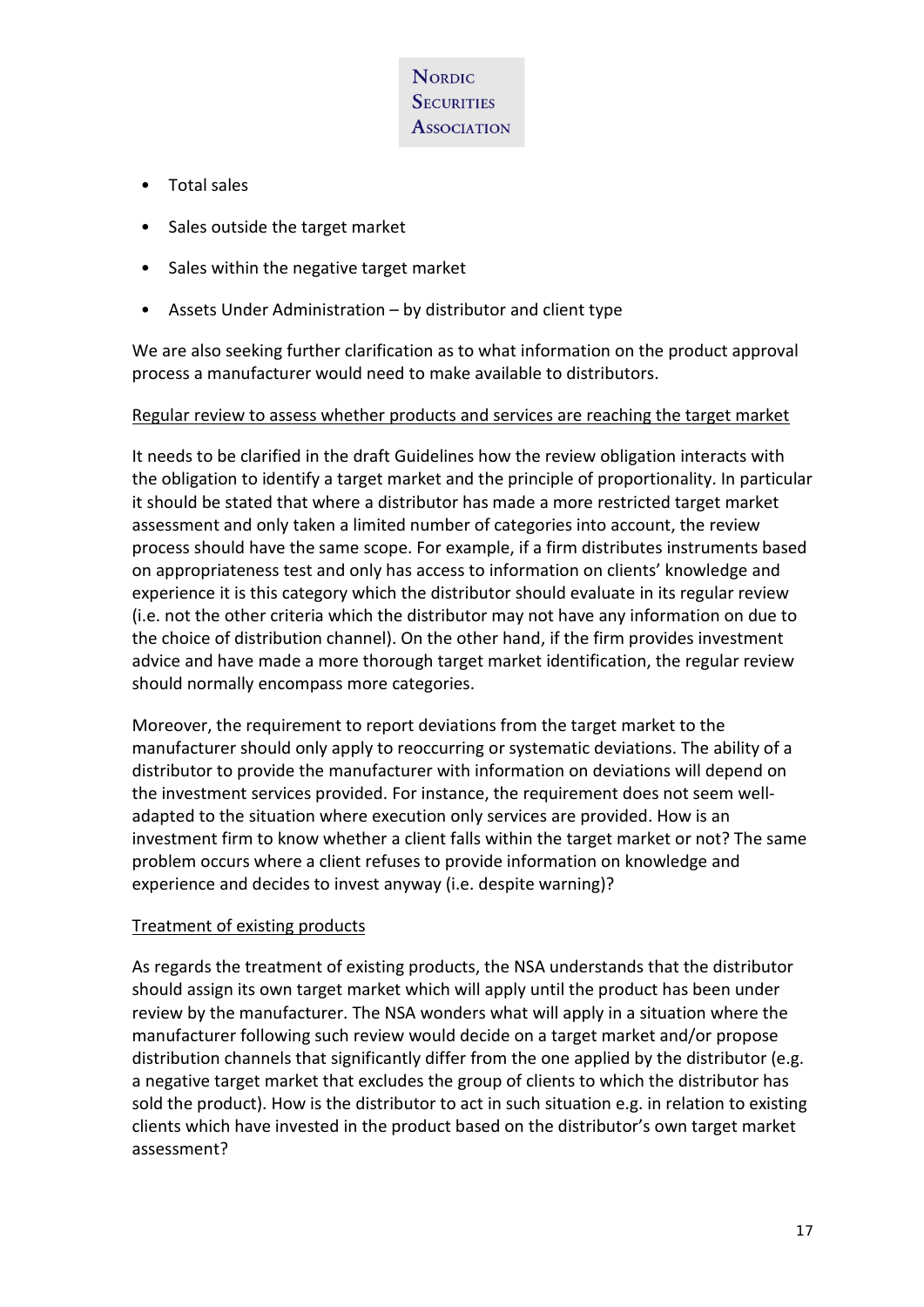- Total sales
- Sales outside the target market
- Sales within the negative target market
- Assets Under Administration – by distributor and client type

We are also seeking further clarification as to what information on the product approval process a manufacturer would need to make available to distributors.

<u>Regular review to assess whether products and services are reaching the target market</u>

It needs to be clarified in the draft Guidelines how the review obligation interacts with the obligation to identify a target market and the principle of proportionality. In particular it should be stated that where a distributor has made a more restricted target market assessment and only taken a limited number of categories into account, the review process should have the same scope. For example, if a firm distributes instruments based on appropriateness test and only has access to information on clients' knowledge and experience it is this category which the distributor should evaluate in its regular review (i.e. not the other criteria which the distributor may not have any information on due to the choice of distribution channel). On the other hand, if the firm provides investment advice and have made a more thorough target market identification, the regular review should normally encompass more categories.

Moreover, the requirement to report deviations from the target market to the manufacturer should only apply to reoccurring or systematic deviations. The ability of a distributor to provide the manufacturer with information on deviations will depend on the investment services provided. For instance, the requirement does not seem well-adapted to the situation where execution only services are provided. How is an investment firm to know whether a client falls within the target market or not? The same problem occurs where a client refuses to provide information on knowledge and experience and decides to invest anyway (i.e. despite warning)?

<u>Treatment of existing products</u>

As regards the treatment of existing products, the NSA understands that the distributor should assign its own target market which will apply until the product has been under review by the manufacturer. The NSA wonders what will apply in a situation where the manufacturer following such review would decide on a target market and/or propose distribution channels that significantly differ from the one applied by the distributor (e.g. a negative target market that excludes the group of clients to which the distributor has sold the product). How is the distributor to act in such situation e.g. in relation to existing clients which have invested in the product based on the distributor's own target market assessment?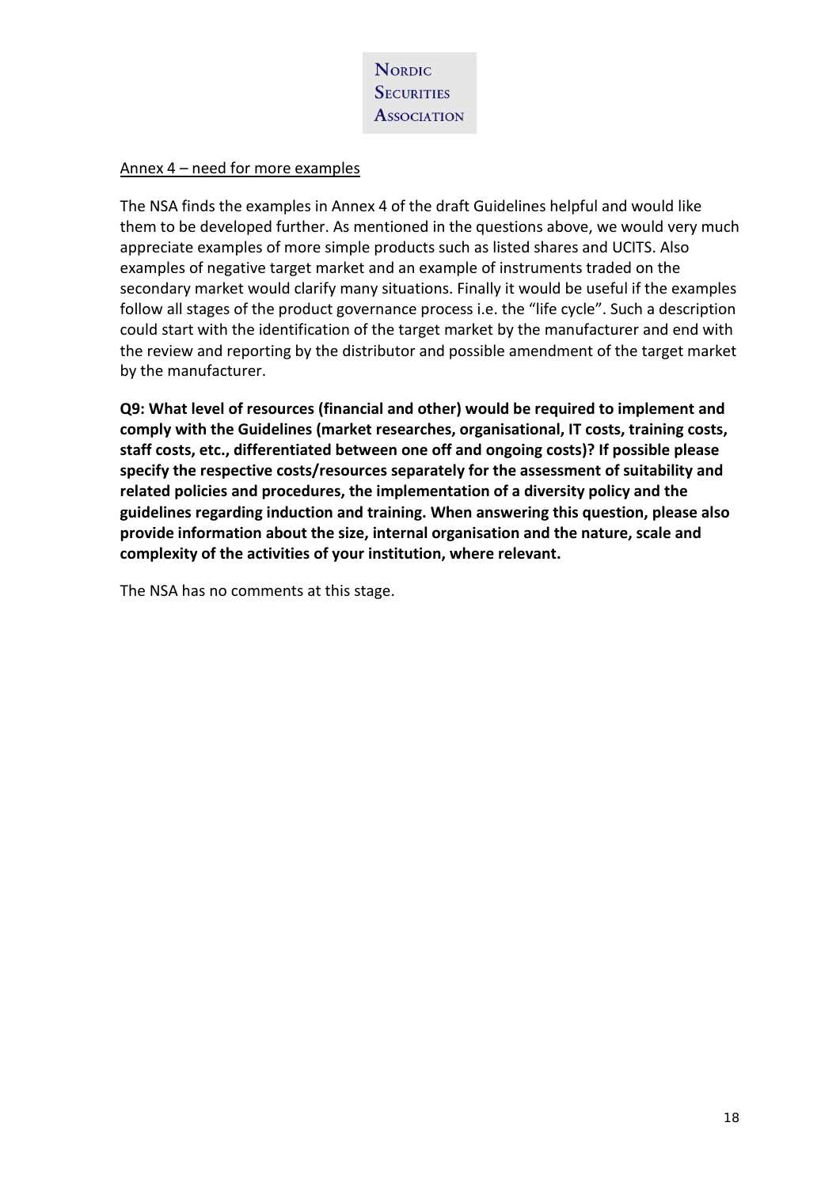Annex 4 – need for more examples

The NSA finds the examples in Annex 4 of the draft Guidelines helpful and would like them to be developed further. As mentioned in the questions above, we would very much appreciate examples of more simple products such as listed shares and UCITS. Also examples of negative target market and an example of instruments traded on the secondary market would clarify many situations. Finally it would be useful if the examples follow all stages of the product governance process i.e. the "life cycle". Such a description could start with the identification of the target market by the manufacturer and end with the review and reporting by the distributor and possible amendment of the target market by the manufacturer.

**Q9: What level of resources (financial and other) would be required to implement and comply with the Guidelines (market researches, organisational, IT costs, training costs, staff costs, etc., differentiated between one off and ongoing costs)? If possible please specify the respective costs/resources separately for the assessment of suitability and related policies and procedures, the implementation of a diversity policy and the guidelines regarding induction and training. When answering this question, please also provide information about the size, internal organisation and the nature, scale and complexity of the activities of your institution, where relevant.**

The NSA has no comments at this stage.